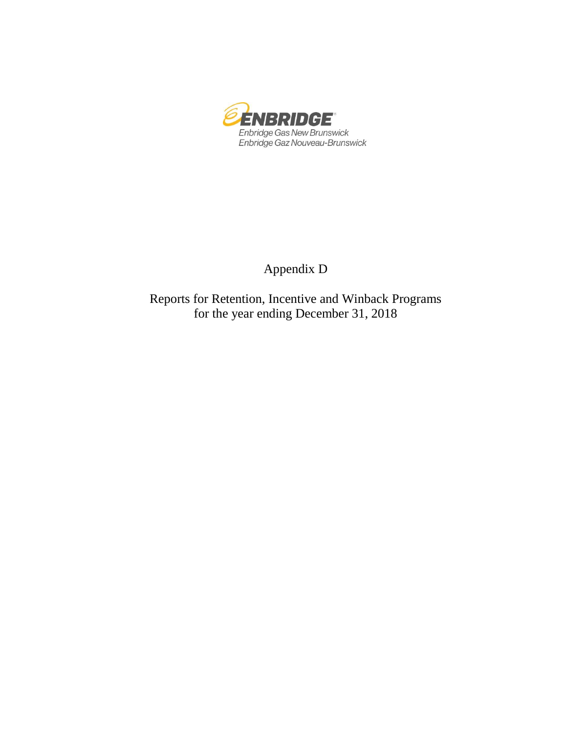ENBRIDGE

Enbridge Gas New Brunswick

Enbridge Gaz Nouveau-Brunswick

# Appendix D

## Reports for Retention, Incentive and Winback Programs for the year ending December 31, 2018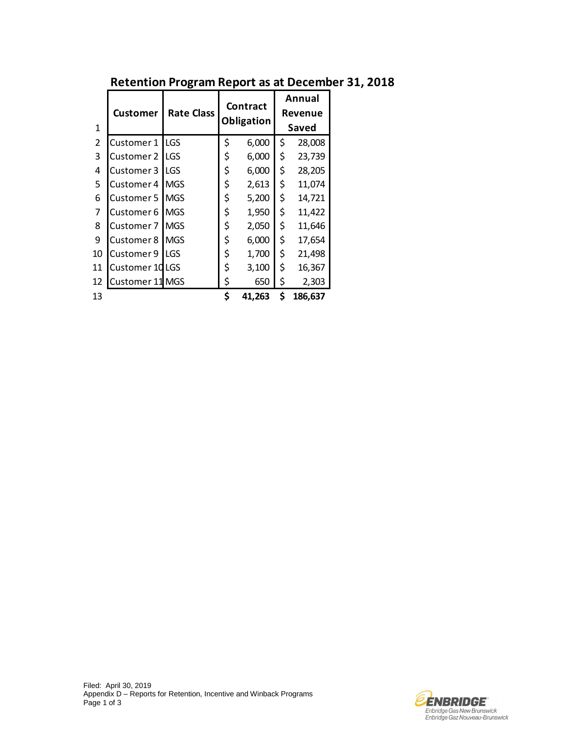# Retention Program Report as at December 31, 2018

| | Customer | Rate Class | Contract Obligation | Annual Revenue Saved |
|---|---|---|---|---|
| 1 | | | | |
| 2 | Customer 1 | LGS | $ 6,000 | $ 28,008 |
| 3 | Customer 2 | LGS | $ 6,000 | $ 23,739 |
| 4 | Customer 3 | LGS | $ 6,000 | $ 28,205 |
| 5 | Customer 4 | MGS | $ 2,613 | $ 11,074 |
| 6 | Customer 5 | MGS | $ 5,200 | $ 14,721 |
| 7 | Customer 6 | MGS | $ 1,950 | $ 11,422 |
| 8 | Customer 7 | MGS | $ 2,050 | $ 11,646 |
| 9 | Customer 8 | MGS | $ 6,000 | $ 17,654 |
| 10 | Customer 9 | LGS | $ 1,700 | $ 21,498 |
| 11 | Customer 10 | LGS | $ 3,100 | $ 16,367 |
| 12 | Customer 11 | MGS | $ 650 | $ 2,303 |
| 13 | | | **$ 41,263** | **$ 186,637** |

Filed: April 30, 2019
Appendix D – Reports for Retention, Incentive and Winback Programs

ENBRIDGE
Enbridge Gas New Brunswick
Enbridge Gaz Nouveau-Brunswick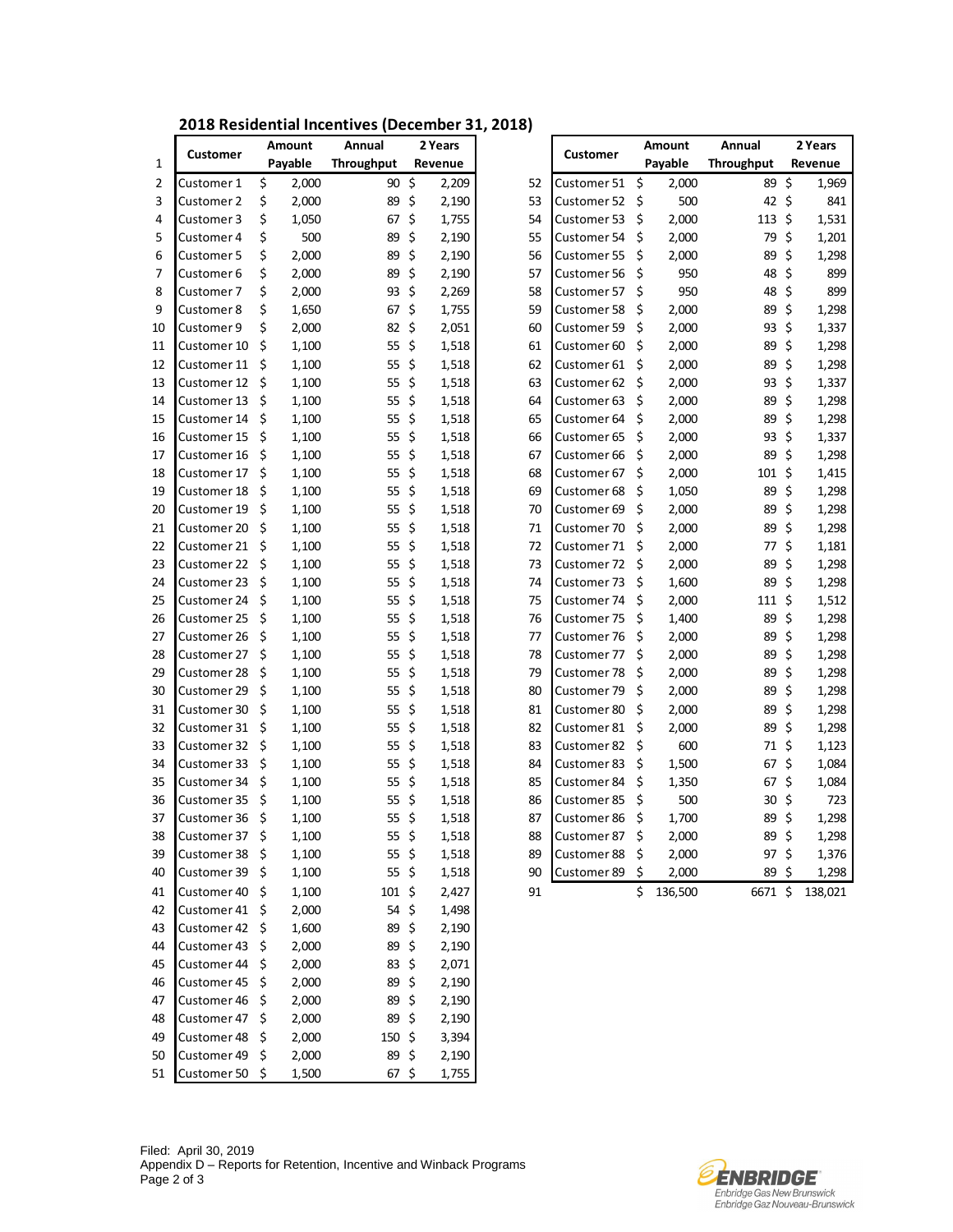## 2018 Residential Incentives (December 31, 2018)

| | Customer | Amount Payable | Annual Throughput | 2 Years Revenue |
|---|---|---|---|---|
| 1 | | | | |
| 2 | Customer 1 | $ 2,000 | 90 | $ 2,209 |
| 3 | Customer 2 | $ 2,000 | 89 | $ 2,190 |
| 4 | Customer 3 | $ 1,050 | 67 | $ 1,755 |
| 5 | Customer 4 | $ 500 | 89 | $ 2,190 |
| 6 | Customer 5 | $ 2,000 | 89 | $ 2,190 |
| 7 | Customer 6 | $ 2,000 | 89 | $ 2,190 |
| 8 | Customer 7 | $ 2,000 | 93 | $ 2,269 |
| 9 | Customer 8 | $ 1,650 | 67 | $ 1,755 |
| 10 | Customer 9 | $ 2,000 | 82 | $ 2,051 |
| 11 | Customer 10 | $ 1,100 | 55 | $ 1,518 |
| 12 | Customer 11 | $ 1,100 | 55 | $ 1,518 |
| 13 | Customer 12 | $ 1,100 | 55 | $ 1,518 |
| 14 | Customer 13 | $ 1,100 | 55 | $ 1,518 |
| 15 | Customer 14 | $ 1,100 | 55 | $ 1,518 |
| 16 | Customer 15 | $ 1,100 | 55 | $ 1,518 |
| 17 | Customer 16 | $ 1,100 | 55 | $ 1,518 |
| 18 | Customer 17 | $ 1,100 | 55 | $ 1,518 |
| 19 | Customer 18 | $ 1,100 | 55 | $ 1,518 |
| 20 | Customer 19 | $ 1,100 | 55 | $ 1,518 |
| 21 | Customer 20 | $ 1,100 | 55 | $ 1,518 |
| 22 | Customer 21 | $ 1,100 | 55 | $ 1,518 |
| 23 | Customer 22 | $ 1,100 | 55 | $ 1,518 |
| 24 | Customer 23 | $ 1,100 | 55 | $ 1,518 |
| 25 | Customer 24 | $ 1,100 | 55 | $ 1,518 |
| 26 | Customer 25 | $ 1,100 | 55 | $ 1,518 |
| 27 | Customer 26 | $ 1,100 | 55 | $ 1,518 |
| 28 | Customer 27 | $ 1,100 | 55 | $ 1,518 |
| 29 | Customer 28 | $ 1,100 | 55 | $ 1,518 |
| 30 | Customer 29 | $ 1,100 | 55 | $ 1,518 |
| 31 | Customer 30 | $ 1,100 | 55 | $ 1,518 |
| 32 | Customer 31 | $ 1,100 | 55 | $ 1,518 |
| 33 | Customer 32 | $ 1,100 | 55 | $ 1,518 |
| 34 | Customer 33 | $ 1,100 | 55 | $ 1,518 |
| 35 | Customer 34 | $ 1,100 | 55 | $ 1,518 |
| 36 | Customer 35 | $ 1,100 | 55 | $ 1,518 |
| 37 | Customer 36 | $ 1,100 | 55 | $ 1,518 |
| 38 | Customer 37 | $ 1,100 | 55 | $ 1,518 |
| 39 | Customer 38 | $ 1,100 | 55 | $ 1,518 |
| 40 | Customer 39 | $ 1,100 | 55 | $ 1,518 |
| 41 | Customer 40 | $ 1,100 | 101 | $ 2,427 |
| 42 | Customer 41 | $ 2,000 | 54 | $ 1,498 |
| 43 | Customer 42 | $ 1,600 | 89 | $ 2,190 |
| 44 | Customer 43 | $ 2,000 | 89 | $ 2,190 |
| 45 | Customer 44 | $ 2,000 | 83 | $ 2,071 |
| 46 | Customer 45 | $ 2,000 | 89 | $ 2,190 |
| 47 | Customer 46 | $ 2,000 | 89 | $ 2,190 |
| 48 | Customer 47 | $ 2,000 | 89 | $ 2,190 |
| 49 | Customer 48 | $ 2,000 | 150 | $ 3,394 |
| 50 | Customer 49 | $ 2,000 | 89 | $ 2,190 |
| 51 | Customer 50 | $ 1,500 | 67 | $ 1,755 |
| 52 | Customer 51 | $ 2,000 | 89 | $ 1,969 |
| 53 | Customer 52 | $ 500 | 42 | $ 841 |
| 54 | Customer 53 | $ 2,000 | 113 | $ 1,531 |
| 55 | Customer 54 | $ 2,000 | 79 | $ 1,201 |
| 56 | Customer 55 | $ 2,000 | 89 | $ 1,298 |
| 57 | Customer 56 | $ 950 | 48 | $ 899 |
| 58 | Customer 57 | $ 950 | 48 | $ 899 |
| 59 | Customer 58 | $ 2,000 | 89 | $ 1,298 |
| 60 | Customer 59 | $ 2,000 | 93 | $ 1,337 |
| 61 | Customer 60 | $ 2,000 | 89 | $ 1,298 |
| 62 | Customer 61 | $ 2,000 | 89 | $ 1,298 |
| 63 | Customer 62 | $ 2,000 | 93 | $ 1,337 |
| 64 | Customer 63 | $ 2,000 | 89 | $ 1,298 |
| 65 | Customer 64 | $ 2,000 | 89 | $ 1,298 |
| 66 | Customer 65 | $ 2,000 | 93 | $ 1,337 |
| 67 | Customer 66 | $ 2,000 | 89 | $ 1,298 |
| 68 | Customer 67 | $ 2,000 | 101 | $ 1,415 |
| 69 | Customer 68 | $ 1,050 | 89 | $ 1,298 |
| 70 | Customer 69 | $ 2,000 | 89 | $ 1,298 |
| 71 | Customer 70 | $ 2,000 | 89 | $ 1,298 |
| 72 | Customer 71 | $ 2,000 | 77 | $ 1,181 |
| 73 | Customer 72 | $ 2,000 | 89 | $ 1,298 |
| 74 | Customer 73 | $ 1,600 | 89 | $ 1,298 |
| 75 | Customer 74 | $ 2,000 | 111 | $ 1,512 |
| 76 | Customer 75 | $ 1,400 | 89 | $ 1,298 |
| 77 | Customer 76 | $ 2,000 | 89 | $ 1,298 |
| 78 | Customer 77 | $ 2,000 | 89 | $ 1,298 |
| 79 | Customer 78 | $ 2,000 | 89 | $ 1,298 |
| 80 | Customer 79 | $ 2,000 | 89 | $ 1,298 |
| 81 | Customer 80 | $ 2,000 | 89 | $ 1,298 |
| 82 | Customer 81 | $ 2,000 | 89 | $ 1,298 |
| 83 | Customer 82 | $ 600 | 71 | $ 1,123 |
| 84 | Customer 83 | $ 1,500 | 67 | $ 1,084 |
| 85 | Customer 84 | $ 1,350 | 67 | $ 1,084 |
| 86 | Customer 85 | $ 500 | 30 | $ 723 |
| 87 | Customer 86 | $ 1,700 | 89 | $ 1,298 |
| 88 | Customer 87 | $ 2,000 | 89 | $ 1,298 |
| 89 | Customer 88 | $ 2,000 | 97 | $ 1,376 |
| 90 | Customer 89 | $ 2,000 | 89 | $ 1,298 |
| 91 | | $ 136,500 | 6671 | $ 138,021 |

Filed: April 30, 2019
Appendix D – Reports for Retention, Incentive and Winback Programs
Page 2 of 3

Enbridge Gas New Brunswick
Enbridge Gaz Nouveau-Brunswick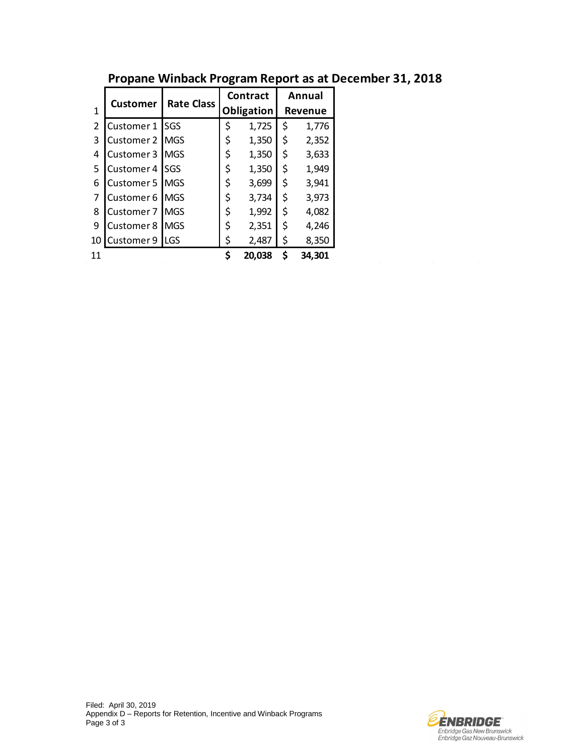## Propane Winback Program Report as at December 31, 2018

| | Customer | Rate Class | Contract Obligation | Annual Revenue |
|---|---|---|---|---|
| 1 | | | | |
| 2 | Customer 1 | SGS | $ 1,725 | $ 1,776 |
| 3 | Customer 2 | MGS | $ 1,350 | $ 2,352 |
| 4 | Customer 3 | MGS | $ 1,350 | $ 3,633 |
| 5 | Customer 4 | SGS | $ 1,350 | $ 1,949 |
| 6 | Customer 5 | MGS | $ 3,699 | $ 3,941 |
| 7 | Customer 6 | MGS | $ 3,734 | $ 3,973 |
| 8 | Customer 7 | MGS | $ 1,992 | $ 4,082 |
| 9 | Customer 8 | MGS | $ 2,351 | $ 4,246 |
| 10 | Customer 9 | LGS | $ 2,487 | $ 8,350 |
| 11 | | | **$ 20,038** | **$ 34,301** |

Filed: April 30, 2019
Appendix D – Reports for Retention, Incentive and Winback Programs
Page 3 of 3

ENBRIDGE
Enbridge Gas New Brunswick
Enbridge Gaz Nouveau-Brunswick